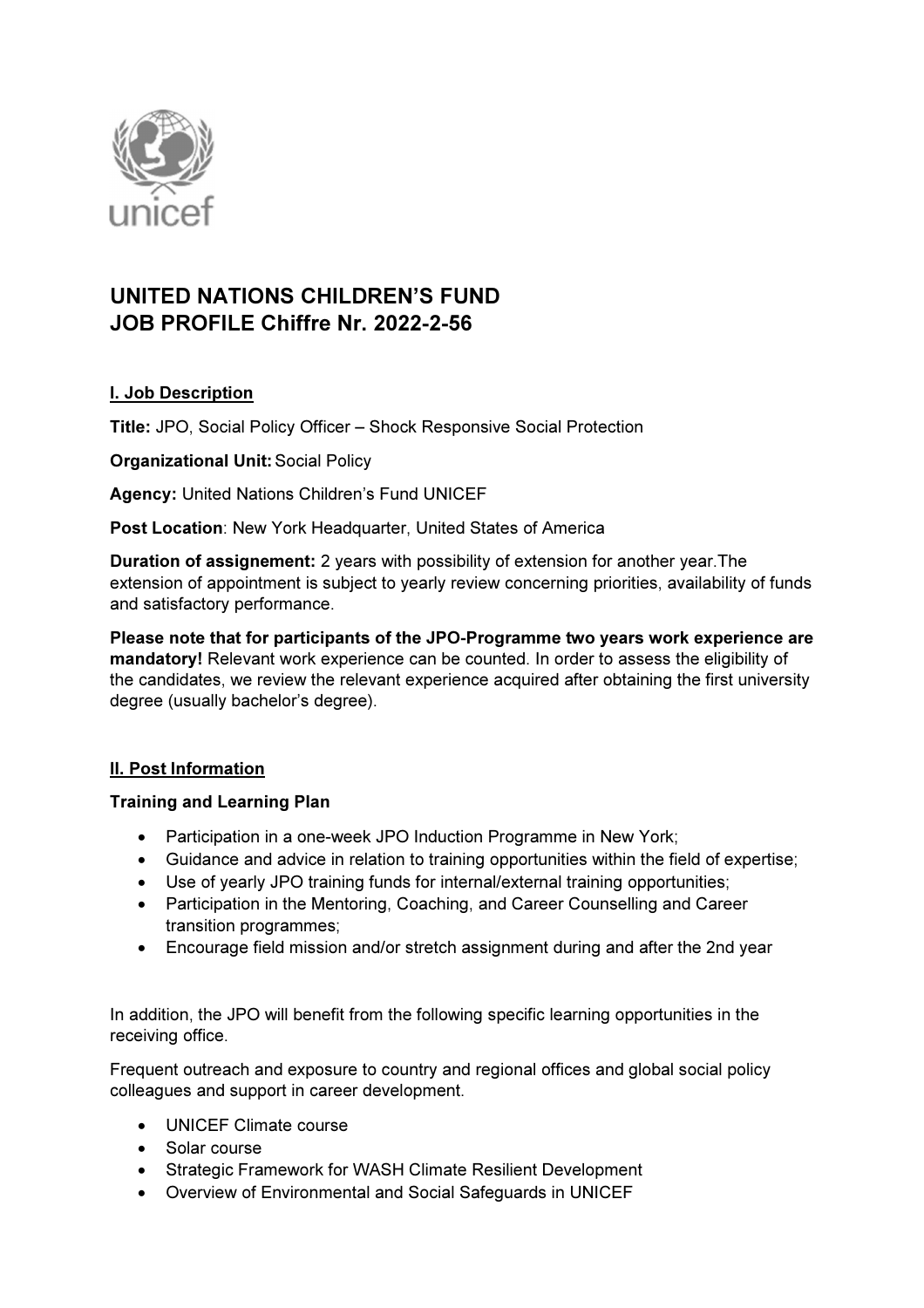# UNITED NATIONS CHILDREN'S FUND
# JOB PROFILE Chiffre Nr. 2022-2-56

## I. Job Description

**Title:** JPO, Social Policy Officer – Shock Responsive Social Protection

**Organizational Unit:** Social Policy

**Agency:** United Nations Children's Fund UNICEF

**Post Location**: New York Headquarter, United States of America

**Duration of assignement:** 2 years with possibility of extension for another year.The extension of appointment is subject to yearly review concerning priorities, availability of funds and satisfactory performance.

**Please note that for participants of the JPO-Programme two years work experience are mandatory!** Relevant work experience can be counted. In order to assess the eligibility of the candidates, we review the relevant experience acquired after obtaining the first university degree (usually bachelor's degree).

## II. Post Information

**Training and Learning Plan**

- Participation in a one-week JPO Induction Programme in New York;
- Guidance and advice in relation to training opportunities within the field of expertise;
- Use of yearly JPO training funds for internal/external training opportunities;
- Participation in the Mentoring, Coaching, and Career Counselling and Career transition programmes;
- Encourage field mission and/or stretch assignment during and after the 2nd year

In addition, the JPO will benefit from the following specific learning opportunities in the receiving office.

Frequent outreach and exposure to country and regional offices and global social policy colleagues and support in career development.

- UNICEF Climate course
- Solar course
- Strategic Framework for WASH Climate Resilient Development
- Overview of Environmental and Social Safeguards in UNICEF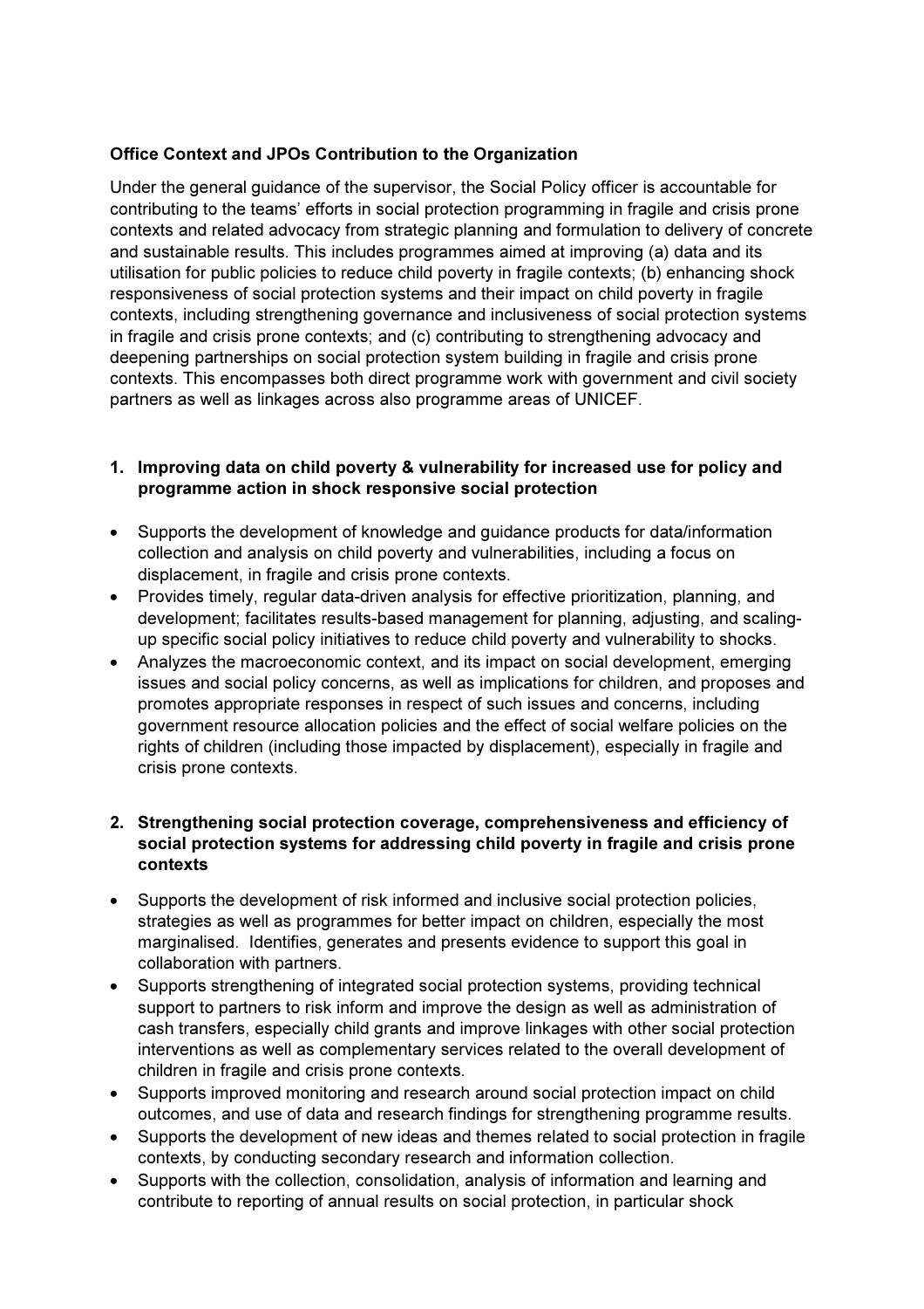**Office Context and JPOs Contribution to the Organization**

Under the general guidance of the supervisor, the Social Policy officer is accountable for contributing to the teams' efforts in social protection programming in fragile and crisis prone contexts and related advocacy from strategic planning and formulation to delivery of concrete and sustainable results. This includes programmes aimed at improving (a) data and its utilisation for public policies to reduce child poverty in fragile contexts; (b) enhancing shock responsiveness of social protection systems and their impact on child poverty in fragile contexts, including strengthening governance and inclusiveness of social protection systems in fragile and crisis prone contexts; and (c) contributing to strengthening advocacy and deepening partnerships on social protection system building in fragile and crisis prone contexts. This encompasses both direct programme work with government and civil society partners as well as linkages across also programme areas of UNICEF.

1. **Improving data on child poverty & vulnerability for increased use for policy and programme action in shock responsive social protection**

- Supports the development of knowledge and guidance products for data/information collection and analysis on child poverty and vulnerabilities, including a focus on displacement, in fragile and crisis prone contexts.
- Provides timely, regular data-driven analysis for effective prioritization, planning, and development; facilitates results-based management for planning, adjusting, and scaling-up specific social policy initiatives to reduce child poverty and vulnerability to shocks.
- Analyzes the macroeconomic context, and its impact on social development, emerging issues and social policy concerns, as well as implications for children, and proposes and promotes appropriate responses in respect of such issues and concerns, including government resource allocation policies and the effect of social welfare policies on the rights of children (including those impacted by displacement), especially in fragile and crisis prone contexts.

2. **Strengthening social protection coverage, comprehensiveness and efficiency of social protection systems for addressing child poverty in fragile and crisis prone contexts**

- Supports the development of risk informed and inclusive social protection policies, strategies as well as programmes for better impact on children, especially the most marginalised. Identifies, generates and presents evidence to support this goal in collaboration with partners.
- Supports strengthening of integrated social protection systems, providing technical support to partners to risk inform and improve the design as well as administration of cash transfers, especially child grants and improve linkages with other social protection interventions as well as complementary services related to the overall development of children in fragile and crisis prone contexts.
- Supports improved monitoring and research around social protection impact on child outcomes, and use of data and research findings for strengthening programme results.
- Supports the development of new ideas and themes related to social protection in fragile contexts, by conducting secondary research and information collection.
- Supports with the collection, consolidation, analysis of information and learning and contribute to reporting of annual results on social protection, in particular shock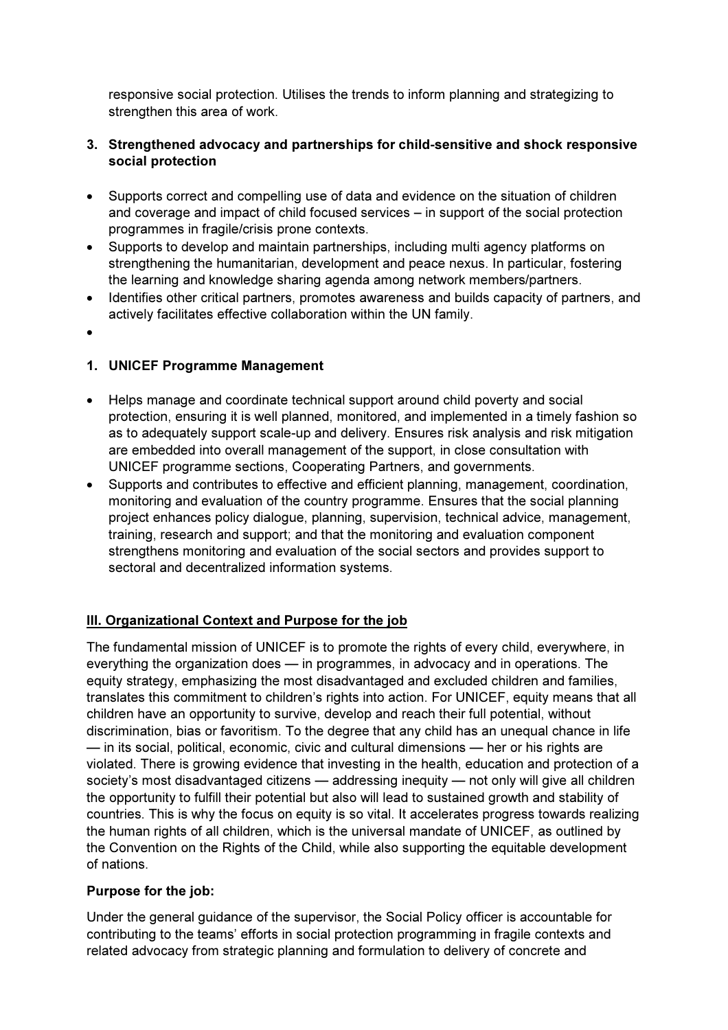responsive social protection. Utilises the trends to inform planning and strategizing to strengthen this area of work.

3. **Strengthened advocacy and partnerships for child-sensitive and shock responsive social protection**

- Supports correct and compelling use of data and evidence on the situation of children and coverage and impact of child focused services – in support of the social protection programmes in fragile/crisis prone contexts.
- Supports to develop and maintain partnerships, including multi agency platforms on strengthening the humanitarian, development and peace nexus. In particular, fostering the learning and knowledge sharing agenda among network members/partners.
- Identifies other critical partners, promotes awareness and builds capacity of partners, and actively facilitates effective collaboration within the UN family.
-

1. **UNICEF Programme Management**

- Helps manage and coordinate technical support around child poverty and social protection, ensuring it is well planned, monitored, and implemented in a timely fashion so as to adequately support scale-up and delivery. Ensures risk analysis and risk mitigation are embedded into overall management of the support, in close consultation with UNICEF programme sections, Cooperating Partners, and governments.
- Supports and contributes to effective and efficient planning, management, coordination, monitoring and evaluation of the country programme. Ensures that the social planning project enhances policy dialogue, planning, supervision, technical advice, management, training, research and support; and that the monitoring and evaluation component strengthens monitoring and evaluation of the social sectors and provides support to sectoral and decentralized information systems.

## III. Organizational Context and Purpose for the job

The fundamental mission of UNICEF is to promote the rights of every child, everywhere, in everything the organization does — in programmes, in advocacy and in operations. The equity strategy, emphasizing the most disadvantaged and excluded children and families, translates this commitment to children's rights into action. For UNICEF, equity means that all children have an opportunity to survive, develop and reach their full potential, without discrimination, bias or favoritism. To the degree that any child has an unequal chance in life — in its social, political, economic, civic and cultural dimensions — her or his rights are violated. There is growing evidence that investing in the health, education and protection of a society's most disadvantaged citizens — addressing inequity — not only will give all children the opportunity to fulfill their potential but also will lead to sustained growth and stability of countries. This is why the focus on equity is so vital. It accelerates progress towards realizing the human rights of all children, which is the universal mandate of UNICEF, as outlined by the Convention on the Rights of the Child, while also supporting the equitable development of nations.

**Purpose for the job:**

Under the general guidance of the supervisor, the Social Policy officer is accountable for contributing to the teams' efforts in social protection programming in fragile contexts and related advocacy from strategic planning and formulation to delivery of concrete and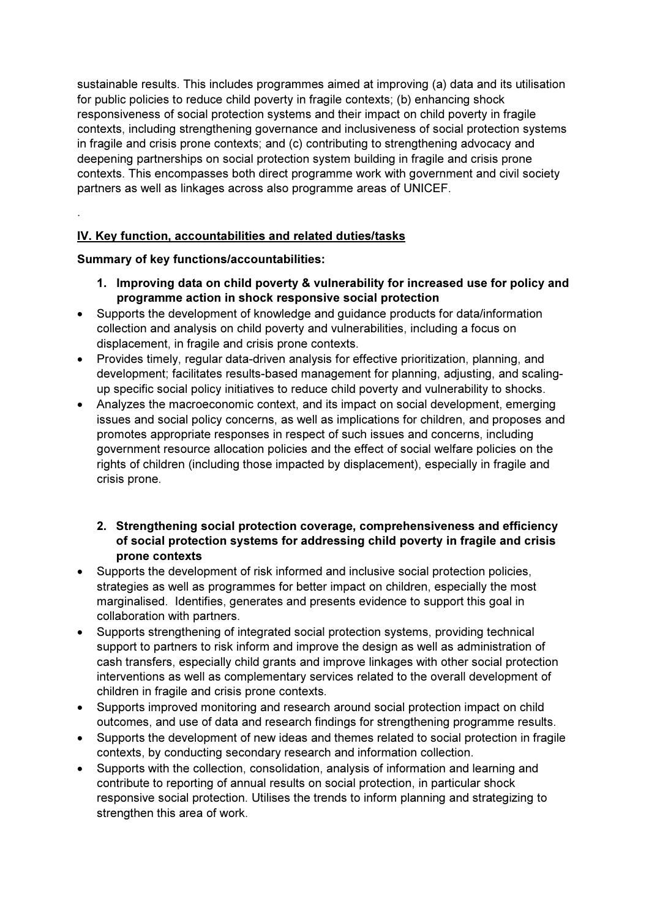sustainable results. This includes programmes aimed at improving (a) data and its utilisation for public policies to reduce child poverty in fragile contexts; (b) enhancing shock responsiveness of social protection systems and their impact on child poverty in fragile contexts, including strengthening governance and inclusiveness of social protection systems in fragile and crisis prone contexts; and (c) contributing to strengthening advocacy and deepening partnerships on social protection system building in fragile and crisis prone contexts. This encompasses both direct programme work with government and civil society partners as well as linkages across also programme areas of UNICEF.

.

## IV. Key function, accountabilities and related duties/tasks

**Summary of key functions/accountabilities:**

1. **Improving data on child poverty & vulnerability for increased use for policy and programme action in shock responsive social protection**

- Supports the development of knowledge and guidance products for data/information collection and analysis on child poverty and vulnerabilities, including a focus on displacement, in fragile and crisis prone contexts.
- Provides timely, regular data-driven analysis for effective prioritization, planning, and development; facilitates results-based management for planning, adjusting, and scaling-up specific social policy initiatives to reduce child poverty and vulnerability to shocks.
- Analyzes the macroeconomic context, and its impact on social development, emerging issues and social policy concerns, as well as implications for children, and proposes and promotes appropriate responses in respect of such issues and concerns, including government resource allocation policies and the effect of social welfare policies on the rights of children (including those impacted by displacement), especially in fragile and crisis prone.

2. **Strengthening social protection coverage, comprehensiveness and efficiency of social protection systems for addressing child poverty in fragile and crisis prone contexts**

- Supports the development of risk informed and inclusive social protection policies, strategies as well as programmes for better impact on children, especially the most marginalised. Identifies, generates and presents evidence to support this goal in collaboration with partners.
- Supports strengthening of integrated social protection systems, providing technical support to partners to risk inform and improve the design as well as administration of cash transfers, especially child grants and improve linkages with other social protection interventions as well as complementary services related to the overall development of children in fragile and crisis prone contexts.
- Supports improved monitoring and research around social protection impact on child outcomes, and use of data and research findings for strengthening programme results.
- Supports the development of new ideas and themes related to social protection in fragile contexts, by conducting secondary research and information collection.
- Supports with the collection, consolidation, analysis of information and learning and contribute to reporting of annual results on social protection, in particular shock responsive social protection. Utilises the trends to inform planning and strategizing to strengthen this area of work.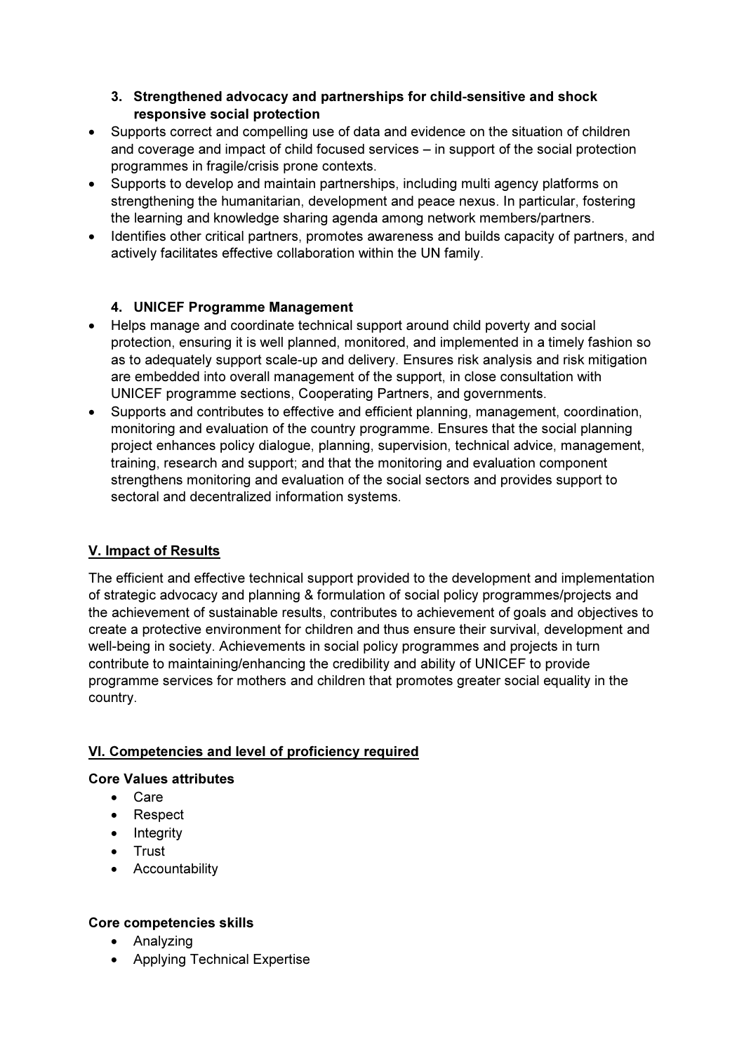### 3. Strengthened advocacy and partnerships for child-sensitive and shock responsive social protection

- Supports correct and compelling use of data and evidence on the situation of children and coverage and impact of child focused services – in support of the social protection programmes in fragile/crisis prone contexts.
- Supports to develop and maintain partnerships, including multi agency platforms on strengthening the humanitarian, development and peace nexus. In particular, fostering the learning and knowledge sharing agenda among network members/partners.
- Identifies other critical partners, promotes awareness and builds capacity of partners, and actively facilitates effective collaboration within the UN family.

### 4. UNICEF Programme Management

- Helps manage and coordinate technical support around child poverty and social protection, ensuring it is well planned, monitored, and implemented in a timely fashion so as to adequately support scale-up and delivery. Ensures risk analysis and risk mitigation are embedded into overall management of the support, in close consultation with UNICEF programme sections, Cooperating Partners, and governments.
- Supports and contributes to effective and efficient planning, management, coordination, monitoring and evaluation of the country programme. Ensures that the social planning project enhances policy dialogue, planning, supervision, technical advice, management, training, research and support; and that the monitoring and evaluation component strengthens monitoring and evaluation of the social sectors and provides support to sectoral and decentralized information systems.

## V. Impact of Results

The efficient and effective technical support provided to the development and implementation of strategic advocacy and planning & formulation of social policy programmes/projects and the achievement of sustainable results, contributes to achievement of goals and objectives to create a protective environment for children and thus ensure their survival, development and well-being in society. Achievements in social policy programmes and projects in turn contribute to maintaining/enhancing the credibility and ability of UNICEF to provide programme services for mothers and children that promotes greater social equality in the country.

## VI. Competencies and level of proficiency required

**Core Values attributes**

- Care
- Respect
- Integrity
- Trust
- Accountability

**Core competencies skills**

- Analyzing
- Applying Technical Expertise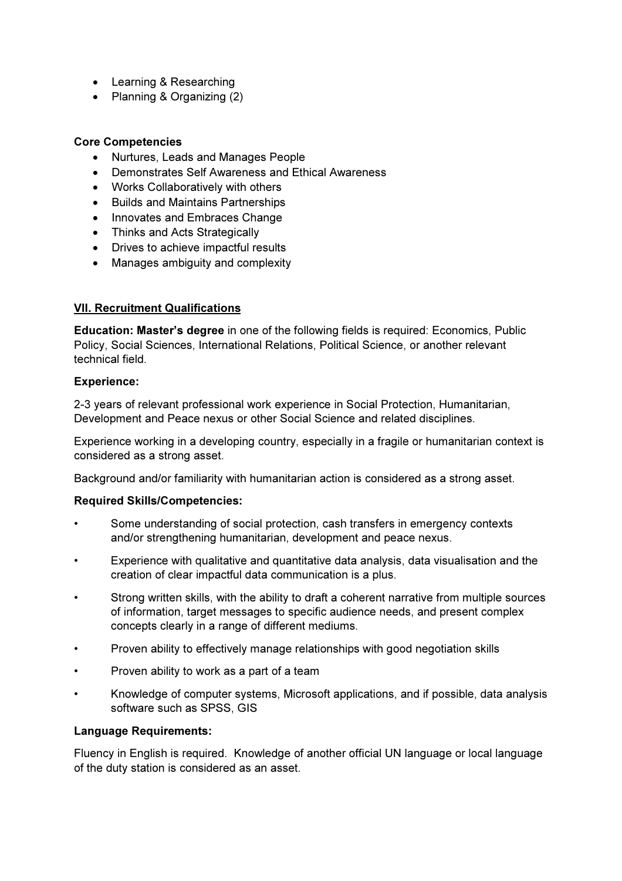- Learning & Researching
- Planning & Organizing (2)

**Core Competencies**

- Nurtures, Leads and Manages People
- Demonstrates Self Awareness and Ethical Awareness
- Works Collaboratively with others
- Builds and Maintains Partnerships
- Innovates and Embraces Change
- Thinks and Acts Strategically
- Drives to achieve impactful results
- Manages ambiguity and complexity

## VII. Recruitment Qualifications

**Education: Master's degree** in one of the following fields is required: Economics, Public Policy, Social Sciences, International Relations, Political Science, or another relevant technical field.

**Experience:**

2-3 years of relevant professional work experience in Social Protection, Humanitarian, Development and Peace nexus or other Social Science and related disciplines.

Experience working in a developing country, especially in a fragile or humanitarian context is considered as a strong asset.

Background and/or familiarity with humanitarian action is considered as a strong asset.

**Required Skills/Competencies:**

- Some understanding of social protection, cash transfers in emergency contexts and/or strengthening humanitarian, development and peace nexus.
- Experience with qualitative and quantitative data analysis, data visualisation and the creation of clear impactful data communication is a plus.
- Strong written skills, with the ability to draft a coherent narrative from multiple sources of information, target messages to specific audience needs, and present complex concepts clearly in a range of different mediums.
- Proven ability to effectively manage relationships with good negotiation skills
- Proven ability to work as a part of a team
- Knowledge of computer systems, Microsoft applications, and if possible, data analysis software such as SPSS, GIS

**Language Requirements:**

Fluency in English is required. Knowledge of another official UN language or local language of the duty station is considered as an asset.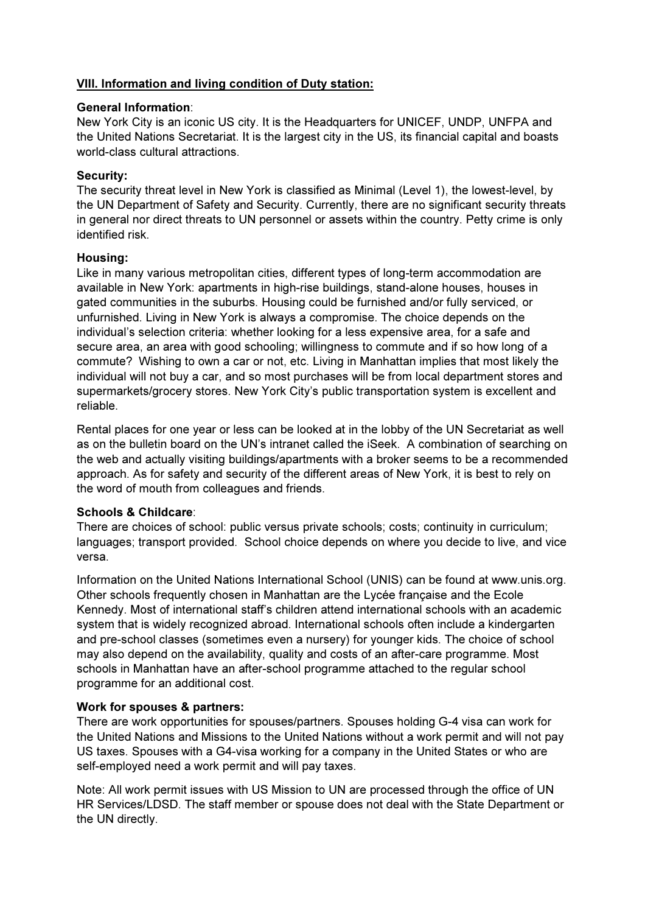## VIII. Information and living condition of Duty station:

**General Information**:
New York City is an iconic US city. It is the Headquarters for UNICEF, UNDP, UNFPA and the United Nations Secretariat. It is the largest city in the US, its financial capital and boasts world-class cultural attractions.

**Security:**
The security threat level in New York is classified as Minimal (Level 1), the lowest-level, by the UN Department of Safety and Security. Currently, there are no significant security threats in general nor direct threats to UN personnel or assets within the country. Petty crime is only identified risk.

**Housing:**
Like in many various metropolitan cities, different types of long-term accommodation are available in New York: apartments in high-rise buildings, stand-alone houses, houses in gated communities in the suburbs. Housing could be furnished and/or fully serviced, or unfurnished. Living in New York is always a compromise. The choice depends on the individual's selection criteria: whether looking for a less expensive area, for a safe and secure area, an area with good schooling; willingness to commute and if so how long of a commute? Wishing to own a car or not, etc. Living in Manhattan implies that most likely the individual will not buy a car, and so most purchases will be from local department stores and supermarkets/grocery stores. New York City's public transportation system is excellent and reliable.

Rental places for one year or less can be looked at in the lobby of the UN Secretariat as well as on the bulletin board on the UN's intranet called the iSeek. A combination of searching on the web and actually visiting buildings/apartments with a broker seems to be a recommended approach. As for safety and security of the different areas of New York, it is best to rely on the word of mouth from colleagues and friends.

**Schools & Childcare**:
There are choices of school: public versus private schools; costs; continuity in curriculum; languages; transport provided. School choice depends on where you decide to live, and vice versa.

Information on the United Nations International School (UNIS) can be found at www.unis.org. Other schools frequently chosen in Manhattan are the Lycée française and the Ecole Kennedy. Most of international staff's children attend international schools with an academic system that is widely recognized abroad. International schools often include a kindergarten and pre-school classes (sometimes even a nursery) for younger kids. The choice of school may also depend on the availability, quality and costs of an after-care programme. Most schools in Manhattan have an after-school programme attached to the regular school programme for an additional cost.

**Work for spouses & partners:**
There are work opportunities for spouses/partners. Spouses holding G-4 visa can work for the United Nations and Missions to the United Nations without a work permit and will not pay US taxes. Spouses with a G4-visa working for a company in the United States or who are self-employed need a work permit and will pay taxes.

Note: All work permit issues with US Mission to UN are processed through the office of UN HR Services/LDSD. The staff member or spouse does not deal with the State Department or the UN directly.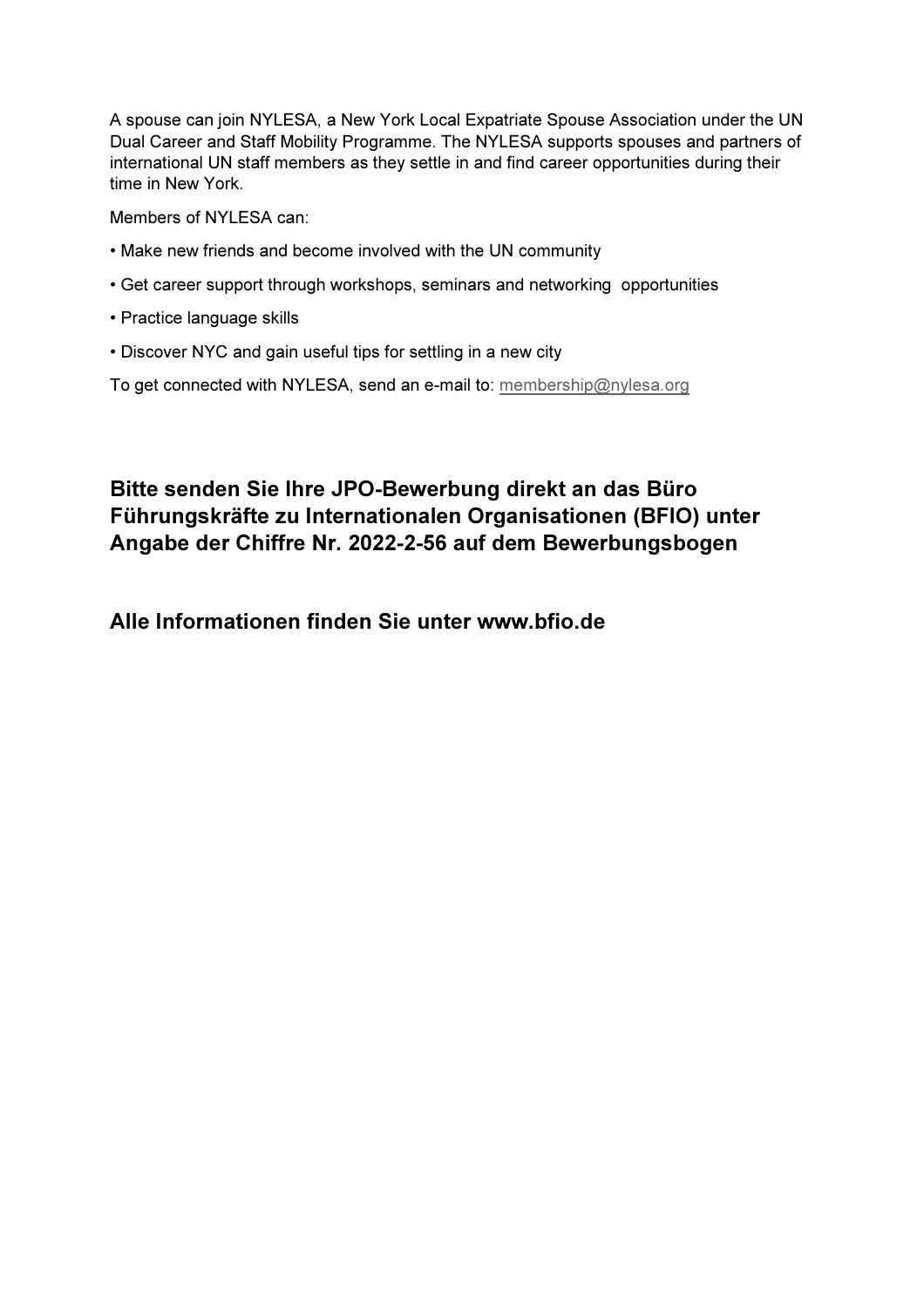A spouse can join NYLESA, a New York Local Expatriate Spouse Association under the UN Dual Career and Staff Mobility Programme. The NYLESA supports spouses and partners of international UN staff members as they settle in and find career opportunities during their time in New York.

Members of NYLESA can:

- Make new friends and become involved with the UN community
- Get career support through workshops, seminars and networking opportunities
- Practice language skills
- Discover NYC and gain useful tips for settling in a new city

To get connected with NYLESA, send an e-mail to: membership@nylesa.org

**Bitte senden Sie Ihre JPO-Bewerbung direkt an das Büro Führungskräfte zu Internationalen Organisationen (BFIO) unter Angabe der Chiffre Nr. 2022-2-56 auf dem Bewerbungsbogen**

**Alle Informationen finden Sie unter www.bfio.de**